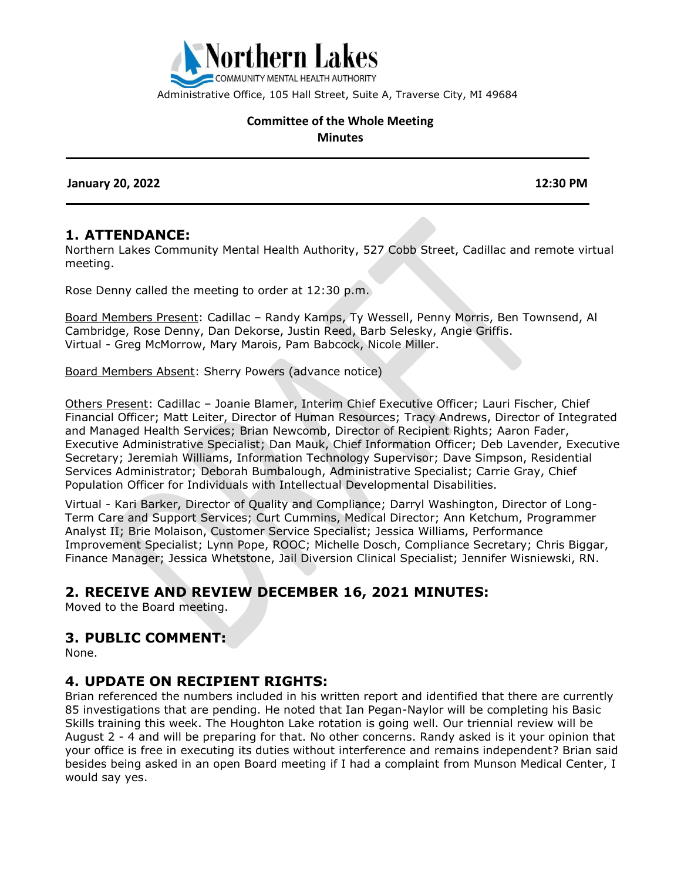Northern Lakes
COMMUNITY MENTAL HEALTH AUTHORITY

Administrative Office, 105 Hall Street, Suite A, Traverse City, MI 49684

**Committee of the Whole Meeting**
**Minutes**

**January 20, 2022** **12:30 PM**

## 1. ATTENDANCE:

Northern Lakes Community Mental Health Authority, 527 Cobb Street, Cadillac and remote virtual meeting.

Rose Denny called the meeting to order at 12:30 p.m.

Board Members Present: Cadillac – Randy Kamps, Ty Wessell, Penny Morris, Ben Townsend, Al Cambridge, Rose Denny, Dan Dekorse, Justin Reed, Barb Selesky, Angie Griffis.
Virtual - Greg McMorrow, Mary Marois, Pam Babcock, Nicole Miller.

Board Members Absent: Sherry Powers (advance notice)

Others Present: Cadillac – Joanie Blamer, Interim Chief Executive Officer; Lauri Fischer, Chief Financial Officer; Matt Leiter, Director of Human Resources; Tracy Andrews, Director of Integrated and Managed Health Services; Brian Newcomb, Director of Recipient Rights; Aaron Fader, Executive Administrative Specialist; Dan Mauk, Chief Information Officer; Deb Lavender, Executive Secretary; Jeremiah Williams, Information Technology Supervisor; Dave Simpson, Residential Services Administrator; Deborah Bumbalough, Administrative Specialist; Carrie Gray, Chief Population Officer for Individuals with Intellectual Developmental Disabilities.

Virtual - Kari Barker, Director of Quality and Compliance; Darryl Washington, Director of Long-Term Care and Support Services; Curt Cummins, Medical Director; Ann Ketchum, Programmer Analyst II; Brie Molaison, Customer Service Specialist; Jessica Williams, Performance Improvement Specialist; Lynn Pope, ROOC; Michelle Dosch, Compliance Secretary; Chris Biggar, Finance Manager; Jessica Whetstone, Jail Diversion Clinical Specialist; Jennifer Wisniewski, RN.

## 2. RECEIVE AND REVIEW DECEMBER 16, 2021 MINUTES:

Moved to the Board meeting.

## 3. PUBLIC COMMENT:

None.

## 4. UPDATE ON RECIPIENT RIGHTS:

Brian referenced the numbers included in his written report and identified that there are currently 85 investigations that are pending. He noted that Ian Pegan-Naylor will be completing his Basic Skills training this week. The Houghton Lake rotation is going well. Our triennial review will be August 2 - 4 and will be preparing for that. No other concerns. Randy asked is it your opinion that your office is free in executing its duties without interference and remains independent? Brian said besides being asked in an open Board meeting if I had a complaint from Munson Medical Center, I would say yes.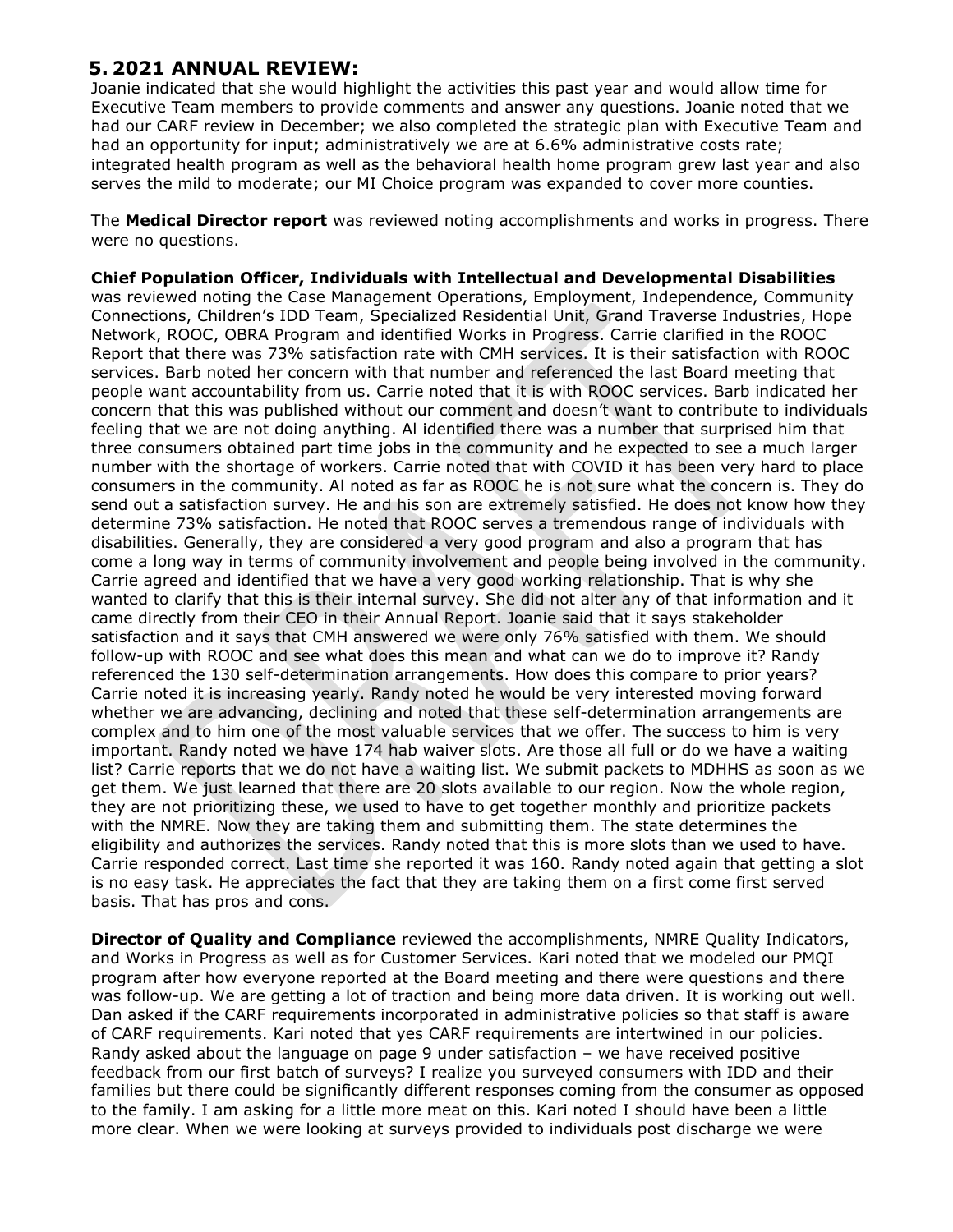## 5. 2021 ANNUAL REVIEW:

Joanie indicated that she would highlight the activities this past year and would allow time for Executive Team members to provide comments and answer any questions. Joanie noted that we had our CARF review in December; we also completed the strategic plan with Executive Team and had an opportunity for input; administratively we are at 6.6% administrative costs rate; integrated health program as well as the behavioral health home program grew last year and also serves the mild to moderate; our MI Choice program was expanded to cover more counties.

The **Medical Director report** was reviewed noting accomplishments and works in progress. There were no questions.

**Chief Population Officer, Individuals with Intellectual and Developmental Disabilities** was reviewed noting the Case Management Operations, Employment, Independence, Community Connections, Children's IDD Team, Specialized Residential Unit, Grand Traverse Industries, Hope Network, ROOC, OBRA Program and identified Works in Progress. Carrie clarified in the ROOC Report that there was 73% satisfaction rate with CMH services. It is their satisfaction with ROOC services. Barb noted her concern with that number and referenced the last Board meeting that people want accountability from us. Carrie noted that it is with ROOC services. Barb indicated her concern that this was published without our comment and doesn't want to contribute to individuals feeling that we are not doing anything. Al identified there was a number that surprised him that three consumers obtained part time jobs in the community and he expected to see a much larger number with the shortage of workers. Carrie noted that with COVID it has been very hard to place consumers in the community. Al noted as far as ROOC he is not sure what the concern is. They do send out a satisfaction survey. He and his son are extremely satisfied. He does not know how they determine 73% satisfaction. He noted that ROOC serves a tremendous range of individuals with disabilities. Generally, they are considered a very good program and also a program that has come a long way in terms of community involvement and people being involved in the community. Carrie agreed and identified that we have a very good working relationship. That is why she wanted to clarify that this is their internal survey. She did not alter any of that information and it came directly from their CEO in their Annual Report. Joanie said that it says stakeholder satisfaction and it says that CMH answered we were only 76% satisfied with them. We should follow-up with ROOC and see what does this mean and what can we do to improve it? Randy referenced the 130 self-determination arrangements. How does this compare to prior years? Carrie noted it is increasing yearly. Randy noted he would be very interested moving forward whether we are advancing, declining and noted that these self-determination arrangements are complex and to him one of the most valuable services that we offer. The success to him is very important. Randy noted we have 174 hab waiver slots. Are those all full or do we have a waiting list? Carrie reports that we do not have a waiting list. We submit packets to MDHHS as soon as we get them. We just learned that there are 20 slots available to our region. Now the whole region, they are not prioritizing these, we used to have to get together monthly and prioritize packets with the NMRE. Now they are taking them and submitting them. The state determines the eligibility and authorizes the services. Randy noted that this is more slots than we used to have. Carrie responded correct. Last time she reported it was 160. Randy noted again that getting a slot is no easy task. He appreciates the fact that they are taking them on a first come first served basis. That has pros and cons.

**Director of Quality and Compliance** reviewed the accomplishments, NMRE Quality Indicators, and Works in Progress as well as for Customer Services. Kari noted that we modeled our PMQI program after how everyone reported at the Board meeting and there were questions and there was follow-up. We are getting a lot of traction and being more data driven. It is working out well. Dan asked if the CARF requirements incorporated in administrative policies so that staff is aware of CARF requirements. Kari noted that yes CARF requirements are intertwined in our policies. Randy asked about the language on page 9 under satisfaction – we have received positive feedback from our first batch of surveys? I realize you surveyed consumers with IDD and their families but there could be significantly different responses coming from the consumer as opposed to the family. I am asking for a little more meat on this. Kari noted I should have been a little more clear. When we were looking at surveys provided to individuals post discharge we were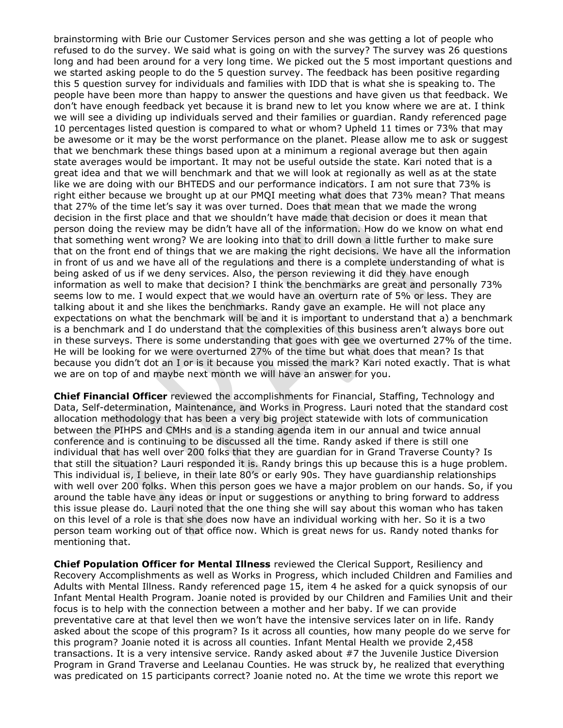brainstorming with Brie our Customer Services person and she was getting a lot of people who refused to do the survey. We said what is going on with the survey? The survey was 26 questions long and had been around for a very long time. We picked out the 5 most important questions and we started asking people to do the 5 question survey. The feedback has been positive regarding this 5 question survey for individuals and families with IDD that is what she is speaking to. The people have been more than happy to answer the questions and have given us that feedback. We don't have enough feedback yet because it is brand new to let you know where we are at. I think we will see a dividing up individuals served and their families or guardian. Randy referenced page 10 percentages listed question is compared to what or whom? Upheld 11 times or 73% that may be awesome or it may be the worst performance on the planet. Please allow me to ask or suggest that we benchmark these things based upon at a minimum a regional average but then again state averages would be important. It may not be useful outside the state. Kari noted that is a great idea and that we will benchmark and that we will look at regionally as well as at the state like we are doing with our BHTEDS and our performance indicators. I am not sure that 73% is right either because we brought up at our PMQI meeting what does that 73% mean? That means that 27% of the time let's say it was over turned. Does that mean that we made the wrong decision in the first place and that we shouldn't have made that decision or does it mean that person doing the review may be didn't have all of the information. How do we know on what end that something went wrong? We are looking into that to drill down a little further to make sure that on the front end of things that we are making the right decisions. We have all the information in front of us and we have all of the regulations and there is a complete understanding of what is being asked of us if we deny services. Also, the person reviewing it did they have enough information as well to make that decision? I think the benchmarks are great and personally 73% seems low to me. I would expect that we would have an overturn rate of 5% or less. They are talking about it and she likes the benchmarks. Randy gave an example. He will not place any expectations on what the benchmark will be and it is important to understand that a) a benchmark is a benchmark and I do understand that the complexities of this business aren't always bore out in these surveys. There is some understanding that goes with gee we overturned 27% of the time. He will be looking for we were overturned 27% of the time but what does that mean? Is that because you didn't dot an I or is it because you missed the mark? Kari noted exactly. That is what we are on top of and maybe next month we will have an answer for you.

**Chief Financial Officer** reviewed the accomplishments for Financial, Staffing, Technology and Data, Self-determination, Maintenance, and Works in Progress. Lauri noted that the standard cost allocation methodology that has been a very big project statewide with lots of communication between the PIHPS and CMHs and is a standing agenda item in our annual and twice annual conference and is continuing to be discussed all the time. Randy asked if there is still one individual that has well over 200 folks that they are guardian for in Grand Traverse County? Is that still the situation? Lauri responded it is. Randy brings this up because this is a huge problem. This individual is, I believe, in their late 80's or early 90s. They have guardianship relationships with well over 200 folks. When this person goes we have a major problem on our hands. So, if you around the table have any ideas or input or suggestions or anything to bring forward to address this issue please do. Lauri noted that the one thing she will say about this woman who has taken on this level of a role is that she does now have an individual working with her. So it is a two person team working out of that office now. Which is great news for us. Randy noted thanks for mentioning that.

**Chief Population Officer for Mental Illness** reviewed the Clerical Support, Resiliency and Recovery Accomplishments as well as Works in Progress, which included Children and Families and Adults with Mental Illness. Randy referenced page 15, item 4 he asked for a quick synopsis of our Infant Mental Health Program. Joanie noted is provided by our Children and Families Unit and their focus is to help with the connection between a mother and her baby. If we can provide preventative care at that level then we won't have the intensive services later on in life. Randy asked about the scope of this program? Is it across all counties, how many people do we serve for this program? Joanie noted it is across all counties. Infant Mental Health we provide 2,458 transactions. It is a very intensive service. Randy asked about #7 the Juvenile Justice Diversion Program in Grand Traverse and Leelanau Counties. He was struck by, he realized that everything was predicated on 15 participants correct? Joanie noted no. At the time we wrote this report we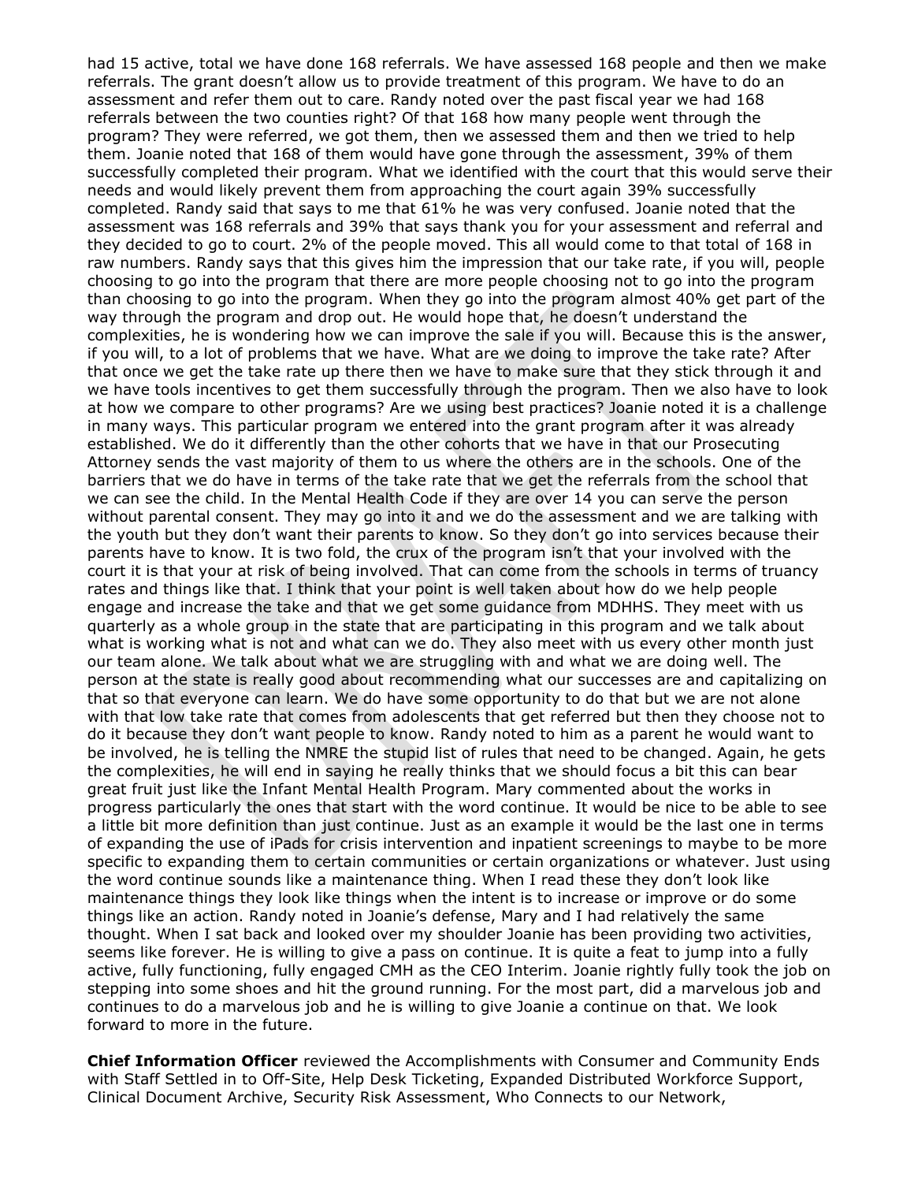had 15 active, total we have done 168 referrals. We have assessed 168 people and then we make referrals. The grant doesn't allow us to provide treatment of this program. We have to do an assessment and refer them out to care. Randy noted over the past fiscal year we had 168 referrals between the two counties right? Of that 168 how many people went through the program? They were referred, we got them, then we assessed them and then we tried to help them. Joanie noted that 168 of them would have gone through the assessment, 39% of them successfully completed their program. What we identified with the court that this would serve their needs and would likely prevent them from approaching the court again 39% successfully completed. Randy said that says to me that 61% he was very confused. Joanie noted that the assessment was 168 referrals and 39% that says thank you for your assessment and referral and they decided to go to court. 2% of the people moved. This all would come to that total of 168 in raw numbers. Randy says that this gives him the impression that our take rate, if you will, people choosing to go into the program that there are more people choosing not to go into the program than choosing to go into the program. When they go into the program almost 40% get part of the way through the program and drop out. He would hope that, he doesn't understand the complexities, he is wondering how we can improve the sale if you will. Because this is the answer, if you will, to a lot of problems that we have. What are we doing to improve the take rate? After that once we get the take rate up there then we have to make sure that they stick through it and we have tools incentives to get them successfully through the program. Then we also have to look at how we compare to other programs? Are we using best practices? Joanie noted it is a challenge in many ways. This particular program we entered into the grant program after it was already established. We do it differently than the other cohorts that we have in that our Prosecuting Attorney sends the vast majority of them to us where the others are in the schools. One of the barriers that we do have in terms of the take rate that we get the referrals from the school that we can see the child. In the Mental Health Code if they are over 14 you can serve the person without parental consent. They may go into it and we do the assessment and we are talking with the youth but they don't want their parents to know. So they don't go into services because their parents have to know. It is two fold, the crux of the program isn't that your involved with the court it is that your at risk of being involved. That can come from the schools in terms of truancy rates and things like that. I think that your point is well taken about how do we help people engage and increase the take and that we get some guidance from MDHHS. They meet with us quarterly as a whole group in the state that are participating in this program and we talk about what is working what is not and what can we do. They also meet with us every other month just our team alone. We talk about what we are struggling with and what we are doing well. The person at the state is really good about recommending what our successes are and capitalizing on that so that everyone can learn. We do have some opportunity to do that but we are not alone with that low take rate that comes from adolescents that get referred but then they choose not to do it because they don't want people to know. Randy noted to him as a parent he would want to be involved, he is telling the NMRE the stupid list of rules that need to be changed. Again, he gets the complexities, he will end in saying he really thinks that we should focus a bit this can bear great fruit just like the Infant Mental Health Program. Mary commented about the works in progress particularly the ones that start with the word continue. It would be nice to be able to see a little bit more definition than just continue. Just as an example it would be the last one in terms of expanding the use of iPads for crisis intervention and inpatient screenings to maybe to be more specific to expanding them to certain communities or certain organizations or whatever. Just using the word continue sounds like a maintenance thing. When I read these they don't look like maintenance things they look like things when the intent is to increase or improve or do some things like an action. Randy noted in Joanie's defense, Mary and I had relatively the same thought. When I sat back and looked over my shoulder Joanie has been providing two activities, seems like forever. He is willing to give a pass on continue. It is quite a feat to jump into a fully active, fully functioning, fully engaged CMH as the CEO Interim. Joanie rightly fully took the job on stepping into some shoes and hit the ground running. For the most part, did a marvelous job and continues to do a marvelous job and he is willing to give Joanie a continue on that. We look forward to more in the future.

**Chief Information Officer** reviewed the Accomplishments with Consumer and Community Ends with Staff Settled in to Off-Site, Help Desk Ticketing, Expanded Distributed Workforce Support, Clinical Document Archive, Security Risk Assessment, Who Connects to our Network,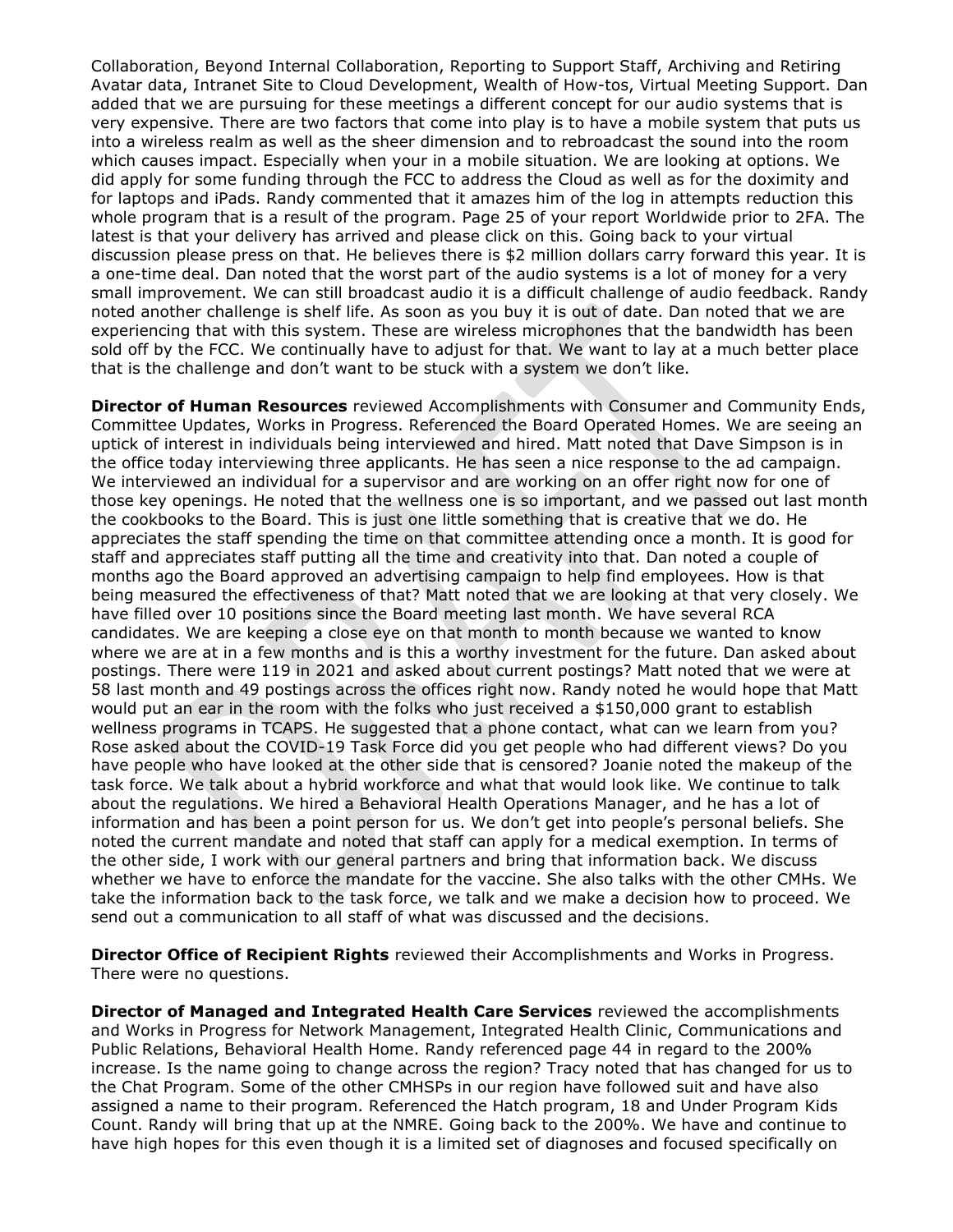Collaboration, Beyond Internal Collaboration, Reporting to Support Staff, Archiving and Retiring Avatar data, Intranet Site to Cloud Development, Wealth of How-tos, Virtual Meeting Support. Dan added that we are pursuing for these meetings a different concept for our audio systems that is very expensive. There are two factors that come into play is to have a mobile system that puts us into a wireless realm as well as the sheer dimension and to rebroadcast the sound into the room which causes impact. Especially when your in a mobile situation. We are looking at options. We did apply for some funding through the FCC to address the Cloud as well as for the doximity and for laptops and iPads. Randy commented that it amazes him of the log in attempts reduction this whole program that is a result of the program. Page 25 of your report Worldwide prior to 2FA. The latest is that your delivery has arrived and please click on this. Going back to your virtual discussion please press on that. He believes there is $2 million dollars carry forward this year. It is a one-time deal. Dan noted that the worst part of the audio systems is a lot of money for a very small improvement. We can still broadcast audio it is a difficult challenge of audio feedback. Randy noted another challenge is shelf life. As soon as you buy it is out of date. Dan noted that we are experiencing that with this system. These are wireless microphones that the bandwidth has been sold off by the FCC. We continually have to adjust for that. We want to lay at a much better place that is the challenge and don't want to be stuck with a system we don't like.

**Director of Human Resources** reviewed Accomplishments with Consumer and Community Ends, Committee Updates, Works in Progress. Referenced the Board Operated Homes. We are seeing an uptick of interest in individuals being interviewed and hired. Matt noted that Dave Simpson is in the office today interviewing three applicants. He has seen a nice response to the ad campaign. We interviewed an individual for a supervisor and are working on an offer right now for one of those key openings. He noted that the wellness one is so important, and we passed out last month the cookbooks to the Board. This is just one little something that is creative that we do. He appreciates the staff spending the time on that committee attending once a month. It is good for staff and appreciates staff putting all the time and creativity into that. Dan noted a couple of months ago the Board approved an advertising campaign to help find employees. How is that being measured the effectiveness of that? Matt noted that we are looking at that very closely. We have filled over 10 positions since the Board meeting last month. We have several RCA candidates. We are keeping a close eye on that month to month because we wanted to know where we are at in a few months and is this a worthy investment for the future. Dan asked about postings. There were 119 in 2021 and asked about current postings? Matt noted that we were at 58 last month and 49 postings across the offices right now. Randy noted he would hope that Matt would put an ear in the room with the folks who just received a $150,000 grant to establish wellness programs in TCAPS. He suggested that a phone contact, what can we learn from you? Rose asked about the COVID-19 Task Force did you get people who had different views? Do you have people who have looked at the other side that is censored? Joanie noted the makeup of the task force. We talk about a hybrid workforce and what that would look like. We continue to talk about the regulations. We hired a Behavioral Health Operations Manager, and he has a lot of information and has been a point person for us. We don't get into people's personal beliefs. She noted the current mandate and noted that staff can apply for a medical exemption. In terms of the other side, I work with our general partners and bring that information back. We discuss whether we have to enforce the mandate for the vaccine. She also talks with the other CMHs. We take the information back to the task force, we talk and we make a decision how to proceed. We send out a communication to all staff of what was discussed and the decisions.

**Director Office of Recipient Rights** reviewed their Accomplishments and Works in Progress. There were no questions.

**Director of Managed and Integrated Health Care Services** reviewed the accomplishments and Works in Progress for Network Management, Integrated Health Clinic, Communications and Public Relations, Behavioral Health Home. Randy referenced page 44 in regard to the 200% increase. Is the name going to change across the region? Tracy noted that has changed for us to the Chat Program. Some of the other CMHSPs in our region have followed suit and have also assigned a name to their program. Referenced the Hatch program, 18 and Under Program Kids Count. Randy will bring that up at the NMRE. Going back to the 200%. We have and continue to have high hopes for this even though it is a limited set of diagnoses and focused specifically on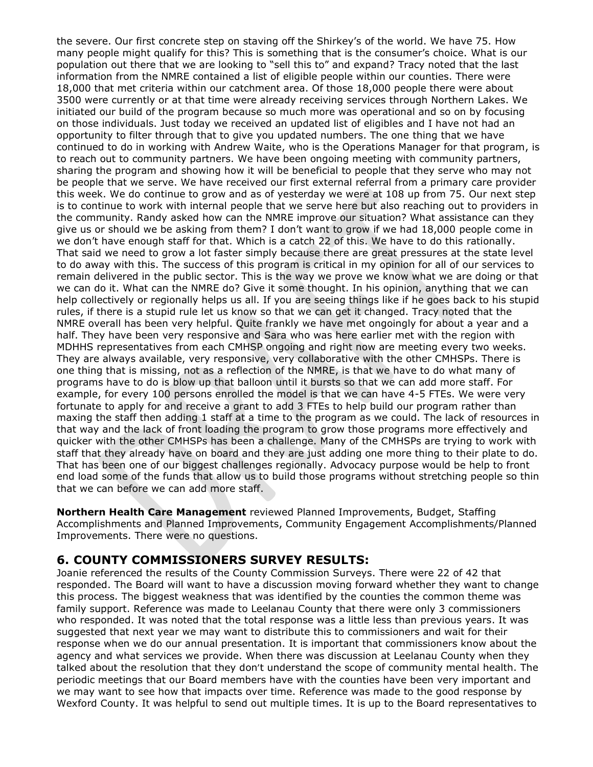the severe. Our first concrete step on staving off the Shirkey's of the world. We have 75. How many people might qualify for this? This is something that is the consumer's choice. What is our population out there that we are looking to "sell this to" and expand? Tracy noted that the last information from the NMRE contained a list of eligible people within our counties. There were 18,000 that met criteria within our catchment area. Of those 18,000 people there were about 3500 were currently or at that time were already receiving services through Northern Lakes. We initiated our build of the program because so much more was operational and so on by focusing on those individuals. Just today we received an updated list of eligibles and I have not had an opportunity to filter through that to give you updated numbers. The one thing that we have continued to do in working with Andrew Waite, who is the Operations Manager for that program, is to reach out to community partners. We have been ongoing meeting with community partners, sharing the program and showing how it will be beneficial to people that they serve who may not be people that we serve. We have received our first external referral from a primary care provider this week. We do continue to grow and as of yesterday we were at 108 up from 75. Our next step is to continue to work with internal people that we serve here but also reaching out to providers in the community. Randy asked how can the NMRE improve our situation? What assistance can they give us or should we be asking from them? I don't want to grow if we had 18,000 people come in we don't have enough staff for that. Which is a catch 22 of this. We have to do this rationally. That said we need to grow a lot faster simply because there are great pressures at the state level to do away with this. The success of this program is critical in my opinion for all of our services to remain delivered in the public sector. This is the way we prove we know what we are doing or that we can do it. What can the NMRE do? Give it some thought. In his opinion, anything that we can help collectively or regionally helps us all. If you are seeing things like if he goes back to his stupid rules, if there is a stupid rule let us know so that we can get it changed. Tracy noted that the NMRE overall has been very helpful. Quite frankly we have met ongoingly for about a year and a half. They have been very responsive and Sara who was here earlier met with the region with MDHHS representatives from each CMHSP ongoing and right now are meeting every two weeks. They are always available, very responsive, very collaborative with the other CMHSPs. There is one thing that is missing, not as a reflection of the NMRE, is that we have to do what many of programs have to do is blow up that balloon until it bursts so that we can add more staff. For example, for every 100 persons enrolled the model is that we can have 4-5 FTEs. We were very fortunate to apply for and receive a grant to add 3 FTEs to help build our program rather than maxing the staff then adding 1 staff at a time to the program as we could. The lack of resources in that way and the lack of front loading the program to grow those programs more effectively and quicker with the other CMHSPs has been a challenge. Many of the CMHSPs are trying to work with staff that they already have on board and they are just adding one more thing to their plate to do. That has been one of our biggest challenges regionally. Advocacy purpose would be help to front end load some of the funds that allow us to build those programs without stretching people so thin that we can before we can add more staff.

**Northern Health Care Management** reviewed Planned Improvements, Budget, Staffing Accomplishments and Planned Improvements, Community Engagement Accomplishments/Planned Improvements. There were no questions.

## 6. COUNTY COMMISSIONERS SURVEY RESULTS:

Joanie referenced the results of the County Commission Surveys. There were 22 of 42 that responded. The Board will want to have a discussion moving forward whether they want to change this process. The biggest weakness that was identified by the counties the common theme was family support. Reference was made to Leelanau County that there were only 3 commissioners who responded. It was noted that the total response was a little less than previous years. It was suggested that next year we may want to distribute this to commissioners and wait for their response when we do our annual presentation. It is important that commissioners know about the agency and what services we provide. When there was discussion at Leelanau County when they talked about the resolution that they don't understand the scope of community mental health. The periodic meetings that our Board members have with the counties have been very important and we may want to see how that impacts over time. Reference was made to the good response by Wexford County. It was helpful to send out multiple times. It is up to the Board representatives to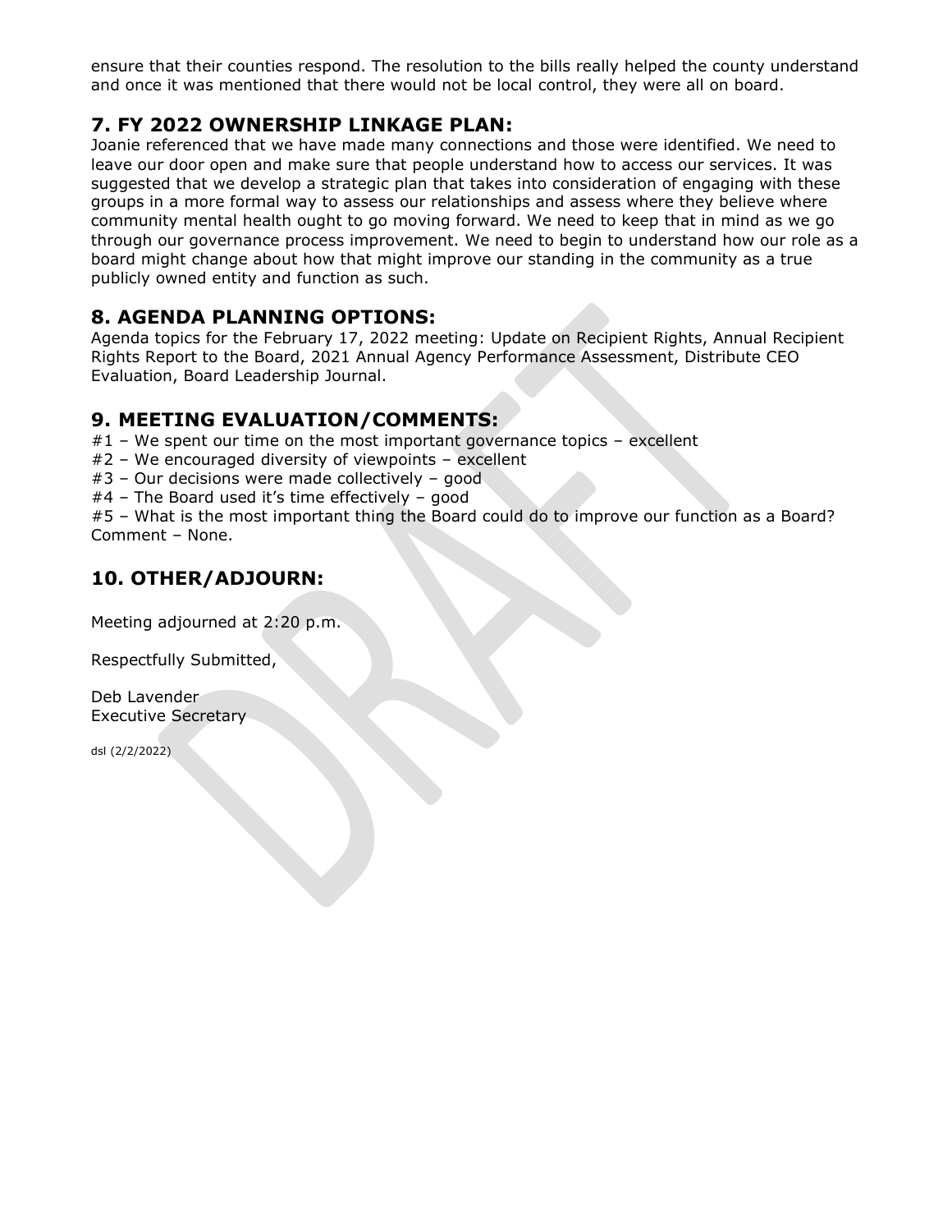ensure that their counties respond. The resolution to the bills really helped the county understand and once it was mentioned that there would not be local control, they were all on board.

## 7. FY 2022 OWNERSHIP LINKAGE PLAN:

Joanie referenced that we have made many connections and those were identified. We need to leave our door open and make sure that people understand how to access our services. It was suggested that we develop a strategic plan that takes into consideration of engaging with these groups in a more formal way to assess our relationships and assess where they believe where community mental health ought to go moving forward. We need to keep that in mind as we go through our governance process improvement. We need to begin to understand how our role as a board might change about how that might improve our standing in the community as a true publicly owned entity and function as such.

## 8. AGENDA PLANNING OPTIONS:

Agenda topics for the February 17, 2022 meeting: Update on Recipient Rights, Annual Recipient Rights Report to the Board, 2021 Annual Agency Performance Assessment, Distribute CEO Evaluation, Board Leadership Journal.

## 9. MEETING EVALUATION/COMMENTS:

#1 – We spent our time on the most important governance topics – excellent
#2 – We encouraged diversity of viewpoints – excellent
#3 – Our decisions were made collectively – good
#4 – The Board used it's time effectively – good
#5 – What is the most important thing the Board could do to improve our function as a Board? Comment – None.

## 10. OTHER/ADJOURN:

Meeting adjourned at 2:20 p.m.

Respectfully Submitted,

Deb Lavender
Executive Secretary

dsl (2/2/2022)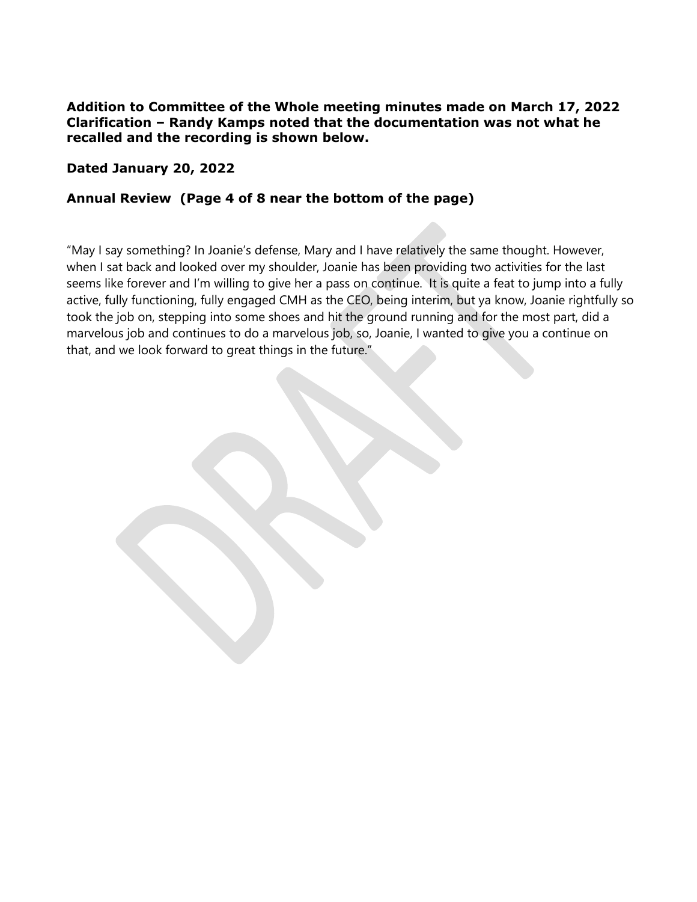**Addition to Committee of the Whole meeting minutes made on March 17, 2022 Clarification – Randy Kamps noted that the documentation was not what he recalled and the recording is shown below.**

**Dated January 20, 2022**

**Annual Review (Page 4 of 8 near the bottom of the page)**

"May I say something? In Joanie's defense, Mary and I have relatively the same thought. However, when I sat back and looked over my shoulder, Joanie has been providing two activities for the last seems like forever and I'm willing to give her a pass on continue. It is quite a feat to jump into a fully active, fully functioning, fully engaged CMH as the CEO, being interim, but ya know, Joanie rightfully so took the job on, stepping into some shoes and hit the ground running and for the most part, did a marvelous job and continues to do a marvelous job, so, Joanie, I wanted to give you a continue on that, and we look forward to great things in the future."

DRAFT